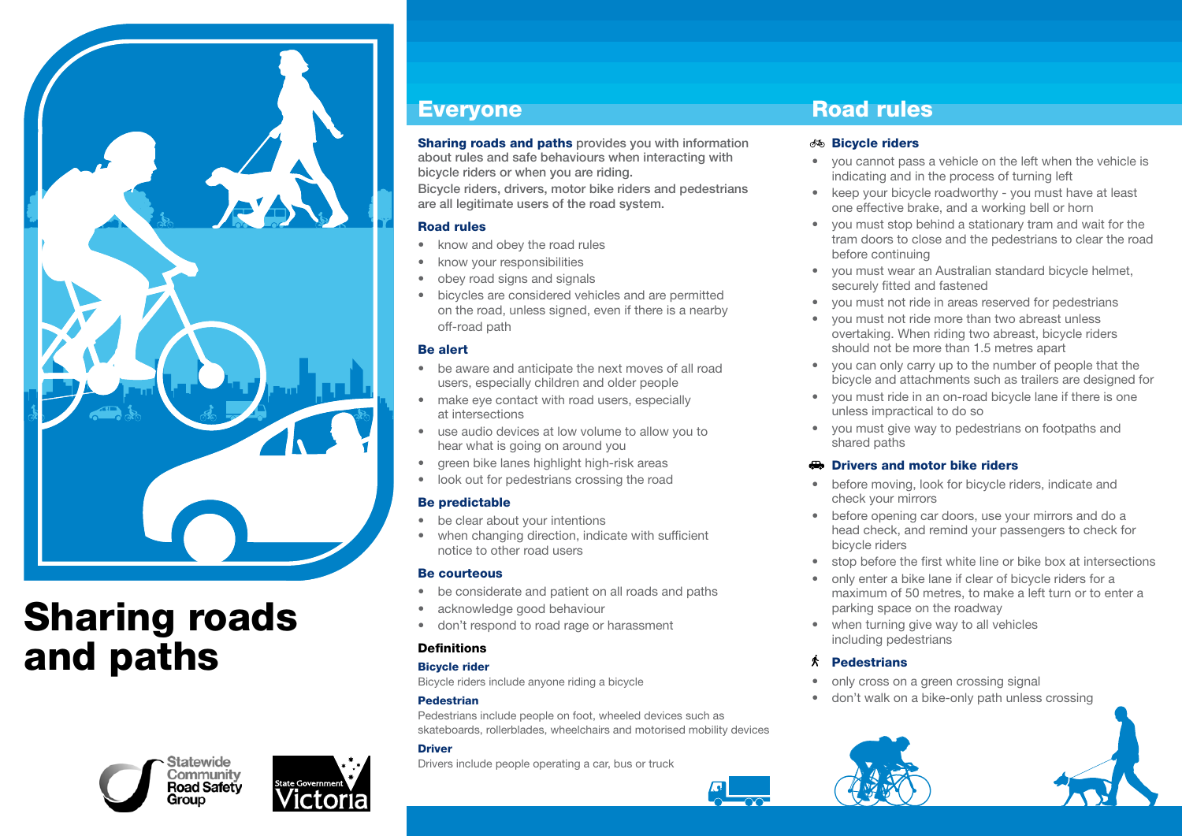# Sharing roads and paths

Statewide Community Road Safety Group

State Government Victoria

## Everyone

**Sharing roads and paths** provides you with information about rules and safe behaviours when interacting with bicycle riders or when you are riding.

Bicycle riders, drivers, motor bike riders and pedestrians are all legitimate users of the road system.

### Road rules

- know and obey the road rules
- know your responsibilities
- obey road signs and signals
- bicycles are considered vehicles and are permitted on the road, unless signed, even if there is a nearby off-road path

### Be alert

- be aware and anticipate the next moves of all road users, especially children and older people
- make eye contact with road users, especially at intersections
- use audio devices at low volume to allow you to hear what is going on around you
- green bike lanes highlight high-risk areas
- look out for pedestrians crossing the road

### Be predictable

- be clear about your intentions
- when changing direction, indicate with sufficient notice to other road users

### Be courteous

- be considerate and patient on all roads and paths
- acknowledge good behaviour
- don't respond to road rage or harassment

### Definitions

**Bicycle rider**

Bicycle riders include anyone riding a bicycle

**Pedestrian**

Pedestrians include people on foot, wheeled devices such as skateboards, rollerblades, wheelchairs and motorised mobility devices

**Driver**

Drivers include people operating a car, bus or truck

## Road rules

### Bicycle riders

- you cannot pass a vehicle on the left when the vehicle is indicating and in the process of turning left
- keep your bicycle roadworthy - you must have at least one effective brake, and a working bell or horn
- you must stop behind a stationary tram and wait for the tram doors to close and the pedestrians to clear the road before continuing
- you must wear an Australian standard bicycle helmet, securely fitted and fastened
- you must not ride in areas reserved for pedestrians
- you must not ride more than two abreast unless overtaking. When riding two abreast, bicycle riders should not be more than 1.5 metres apart
- you can only carry up to the number of people that the bicycle and attachments such as trailers are designed for
- you must ride in an on-road bicycle lane if there is one unless impractical to do so
- you must give way to pedestrians on footpaths and shared paths

### Drivers and motor bike riders

- before moving, look for bicycle riders, indicate and check your mirrors
- before opening car doors, use your mirrors and do a head check, and remind your passengers to check for bicycle riders
- stop before the first white line or bike box at intersections
- only enter a bike lane if clear of bicycle riders for a maximum of 50 metres, to make a left turn or to enter a parking space on the roadway
- when turning give way to all vehicles including pedestrians

### Pedestrians

- only cross on a green crossing signal
- don't walk on a bike-only path unless crossing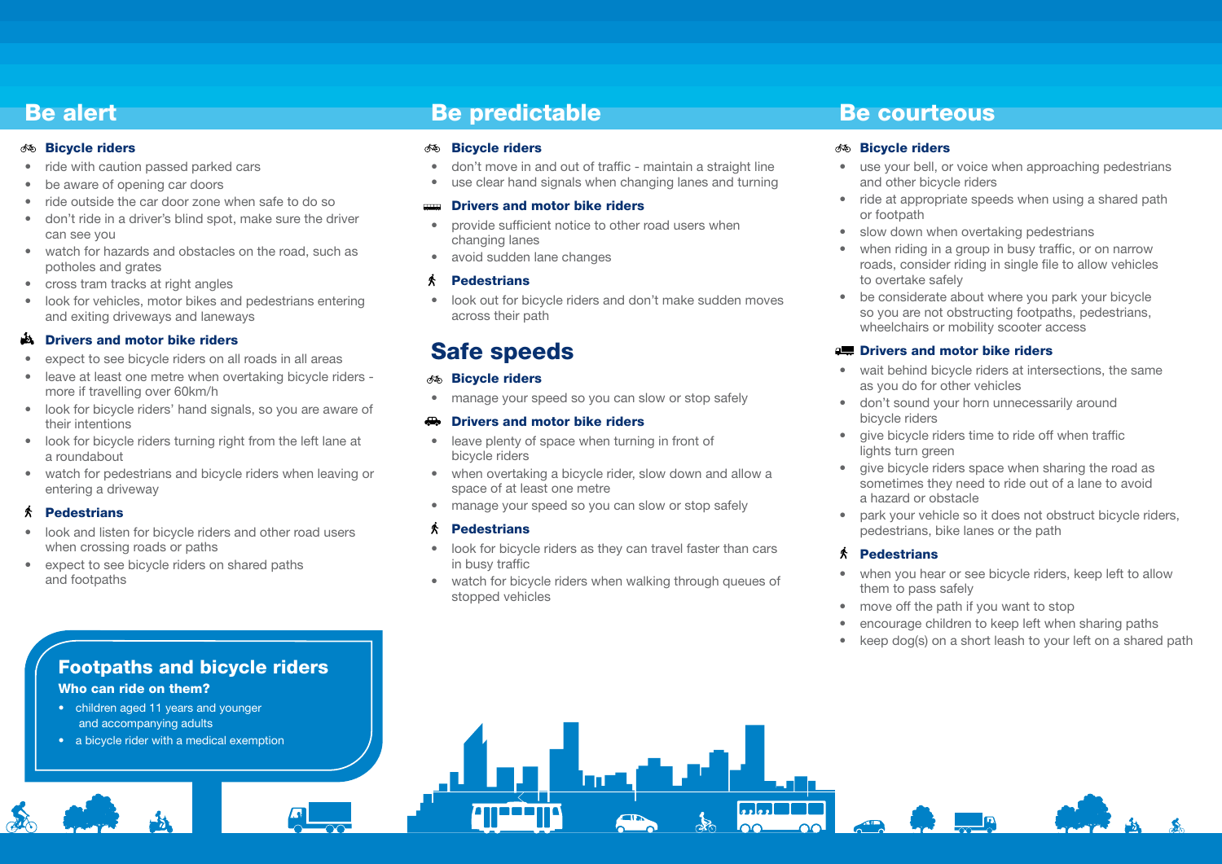## Be alert

### Bicycle riders

- ride with caution passed parked cars
- be aware of opening car doors
- ride outside the car door zone when safe to do so
- don't ride in a driver's blind spot, make sure the driver can see you
- watch for hazards and obstacles on the road, such as potholes and grates
- cross tram tracks at right angles
- look for vehicles, motor bikes and pedestrians entering and exiting driveways and laneways

### Drivers and motor bike riders

- expect to see bicycle riders on all roads in all areas
- leave at least one metre when overtaking bicycle riders - more if travelling over 60km/h
- look for bicycle riders' hand signals, so you are aware of their intentions
- look for bicycle riders turning right from the left lane at a roundabout
- watch for pedestrians and bicycle riders when leaving or entering a driveway

### Pedestrians

- look and listen for bicycle riders and other road users when crossing roads or paths
- expect to see bicycle riders on shared paths and footpaths

## Footpaths and bicycle riders

**Who can ride on them?**

- children aged 11 years and younger and accompanying adults
- a bicycle rider with a medical exemption

## Be predictable

### Bicycle riders

- don't move in and out of traffic - maintain a straight line
- use clear hand signals when changing lanes and turning

### Drivers and motor bike riders

- provide sufficient notice to other road users when changing lanes
- avoid sudden lane changes

### Pedestrians

- look out for bicycle riders and don't make sudden moves across their path

## Safe speeds

### Bicycle riders

- manage your speed so you can slow or stop safely

### Drivers and motor bike riders

- leave plenty of space when turning in front of bicycle riders
- when overtaking a bicycle rider, slow down and allow a space of at least one metre
- manage your speed so you can slow or stop safely

### Pedestrians

- look for bicycle riders as they can travel faster than cars in busy traffic
- watch for bicycle riders when walking through queues of stopped vehicles

## Be courteous

### Bicycle riders

- use your bell, or voice when approaching pedestrians and other bicycle riders
- ride at appropriate speeds when using a shared path or footpath
- slow down when overtaking pedestrians
- when riding in a group in busy traffic, or on narrow roads, consider riding in single file to allow vehicles to overtake safely
- be considerate about where you park your bicycle so you are not obstructing footpaths, pedestrians, wheelchairs or mobility scooter access

### Drivers and motor bike riders

- wait behind bicycle riders at intersections, the same as you do for other vehicles
- don't sound your horn unnecessarily around bicycle riders
- give bicycle riders time to ride off when traffic lights turn green
- give bicycle riders space when sharing the road as sometimes they need to ride out of a lane to avoid a hazard or obstacle
- park your vehicle so it does not obstruct bicycle riders, pedestrians, bike lanes or the path

### Pedestrians

- when you hear or see bicycle riders, keep left to allow them to pass safely
- move off the path if you want to stop
- encourage children to keep left when sharing paths
- keep dog(s) on a short leash to your left on a shared path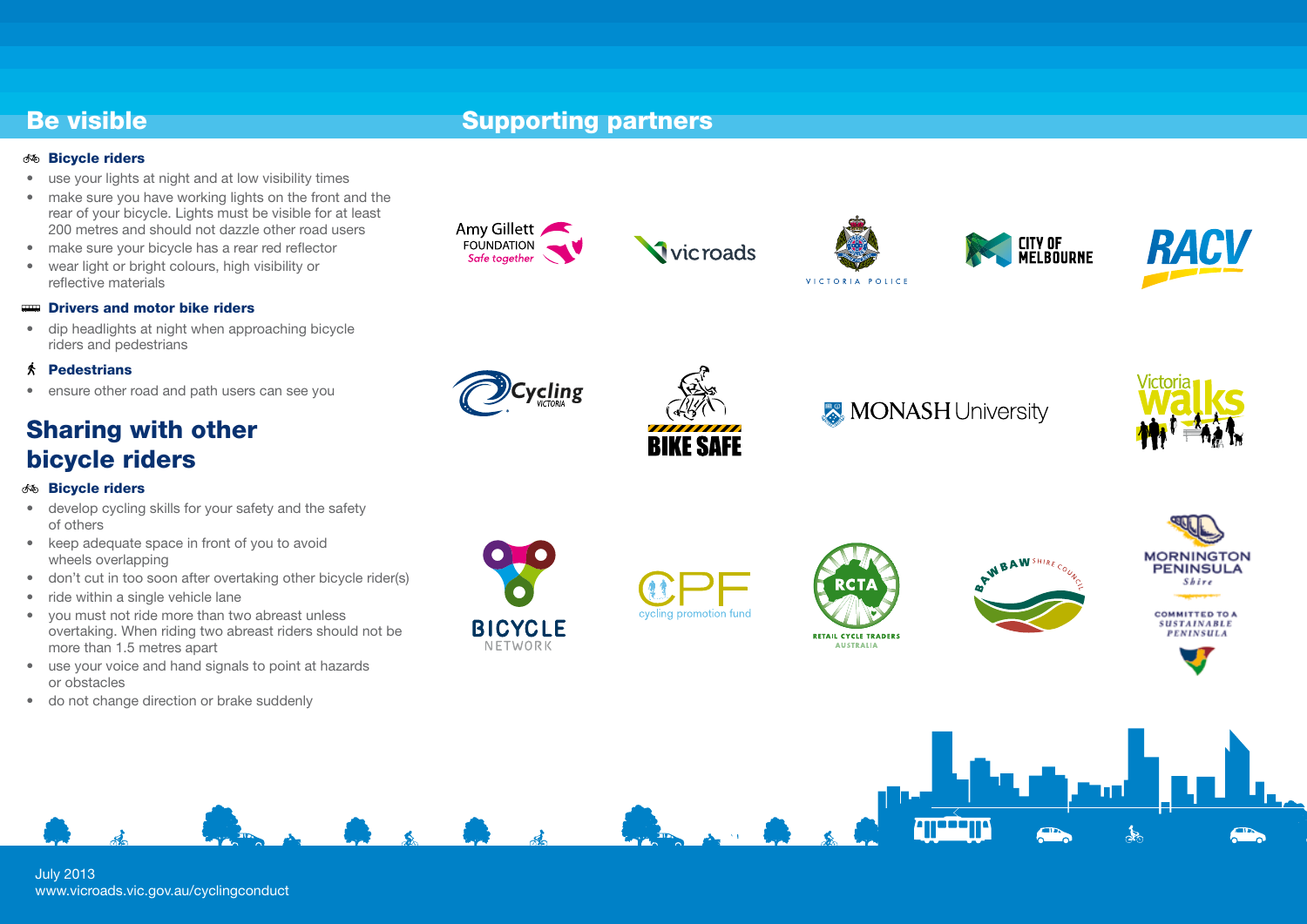## Be visible

### Bicycle riders

- use your lights at night and at low visibility times
- make sure you have working lights on the front and the rear of your bicycle. Lights must be visible for at least 200 metres and should not dazzle other road users
- make sure your bicycle has a rear red reflector
- wear light or bright colours, high visibility or reflective materials

### Drivers and motor bike riders

- dip headlights at night when approaching bicycle riders and pedestrians

### Pedestrians

- ensure other road and path users can see you

## Sharing with other bicycle riders

### Bicycle riders

- develop cycling skills for your safety and the safety of others
- keep adequate space in front of you to avoid wheels overlapping
- don't cut in too soon after overtaking other bicycle rider(s)
- ride within a single vehicle lane
- you must not ride more than two abreast unless overtaking. When riding two abreast riders should not be more than 1.5 metres apart
- use your voice and hand signals to point at hazards or obstacles
- do not change direction or brake suddenly

## Supporting partners

Amy Gillett FOUNDATION Safe together

vicroads

VICTORIA POLICE

CITY OF MELBOURNE

RACV

Cycling VICTORIA

BIKE SAFE

MONASH University

Victoria walks

BICYCLE NETWORK

CPF cycling promotion fund

RCTA RETAIL CYCLE TRADERS AUSTRALIA

BAW BAW SHIRE COUNCIL

MORNINGTON PENINSULA Shire COMMITTED TO A SUSTAINABLE PENINSULA

July 2013
www.vicroads.vic.gov.au/cyclingconduct